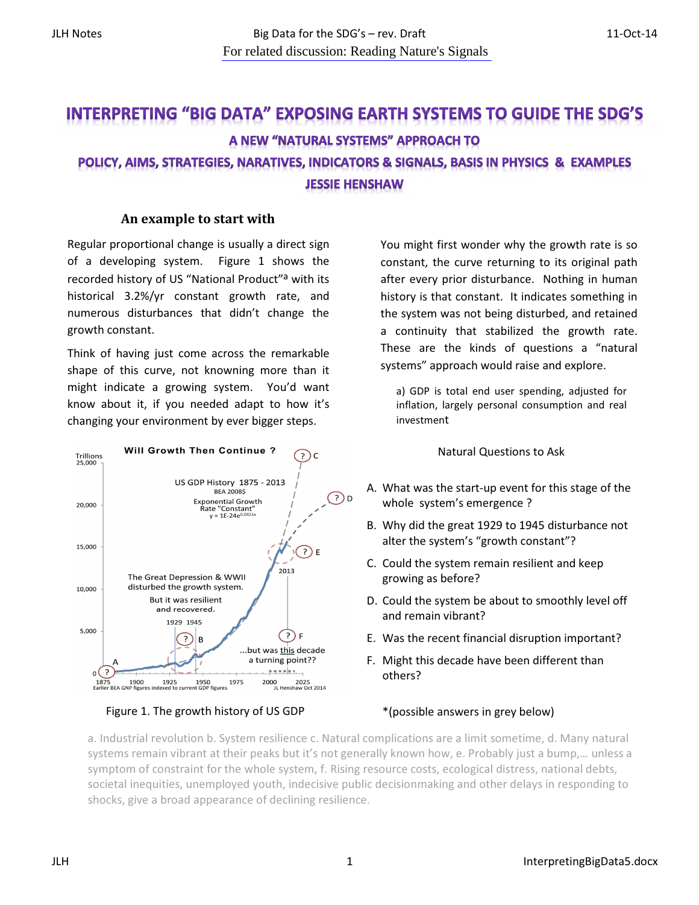For related discussion: Reading Nature's Signals

# INTERPRETING "BIG DATA" EXPOSING EARTH SYSTEMS TO GUIDE THE SDG'S

## A NEW "NATURAL SYSTEMS" APPROACH TO

## POLICY, AIMS, STRATEGIES, NARATIVES, INDICATORS & SIGNALS, BASIS IN PHYSICS & EXAMPLES

## JESSIE HENSHAW

### An example to start with

Regular proportional change is usually a direct sign of a developing system. Figure 1 shows the recorded history of US "National Product"[a] with its historical 3.2%/yr constant growth rate, and numerous disturbances that didn't change the growth constant.

Think of having just come across the remarkable shape of this curve, not knowning more than it might indicate a growing system. You'd want know about it, if you needed adapt to how it's changing your environment by ever bigger steps.

You might first wonder why the growth rate is so constant, the curve returning to its original path after every prior disturbance. Nothing in human history is that constant. It indicates something in the system was not being disturbed, and retained a continuity that stabilized the growth rate. These are the kinds of questions a "natural systems" approach would raise and explore.

a) GDP is total end user spending, adjusted for inflation, largely personal consumption and real investment

Figure 1. The growth history of US GDP

Natural Questions to Ask

A. What was the start-up event for this stage of the whole system's emergence ?
B. Why did the great 1929 to 1945 disturbance not alter the system's "growth constant"?
C. Could the system remain resilient and keep growing as before?
D. Could the system be about to smoothly level off and remain vibrant?
E. Was the recent financial disruption important?
F. Might this decade have been different than others?

*(possible answers in grey below)

a. Industrial revolution b. System resilience c. Natural complications are a limit sometime, d. Many natural systems remain vibrant at their peaks but it's not generally known how, e. Probably just a bump,… unless a symptom of constraint for the whole system, f. Rising resource costs, ecological distress, national debts, societal inequities, unemployed youth, indecisive public decisionmaking and other delays in responding to shocks, give a broad appearance of declining resilience.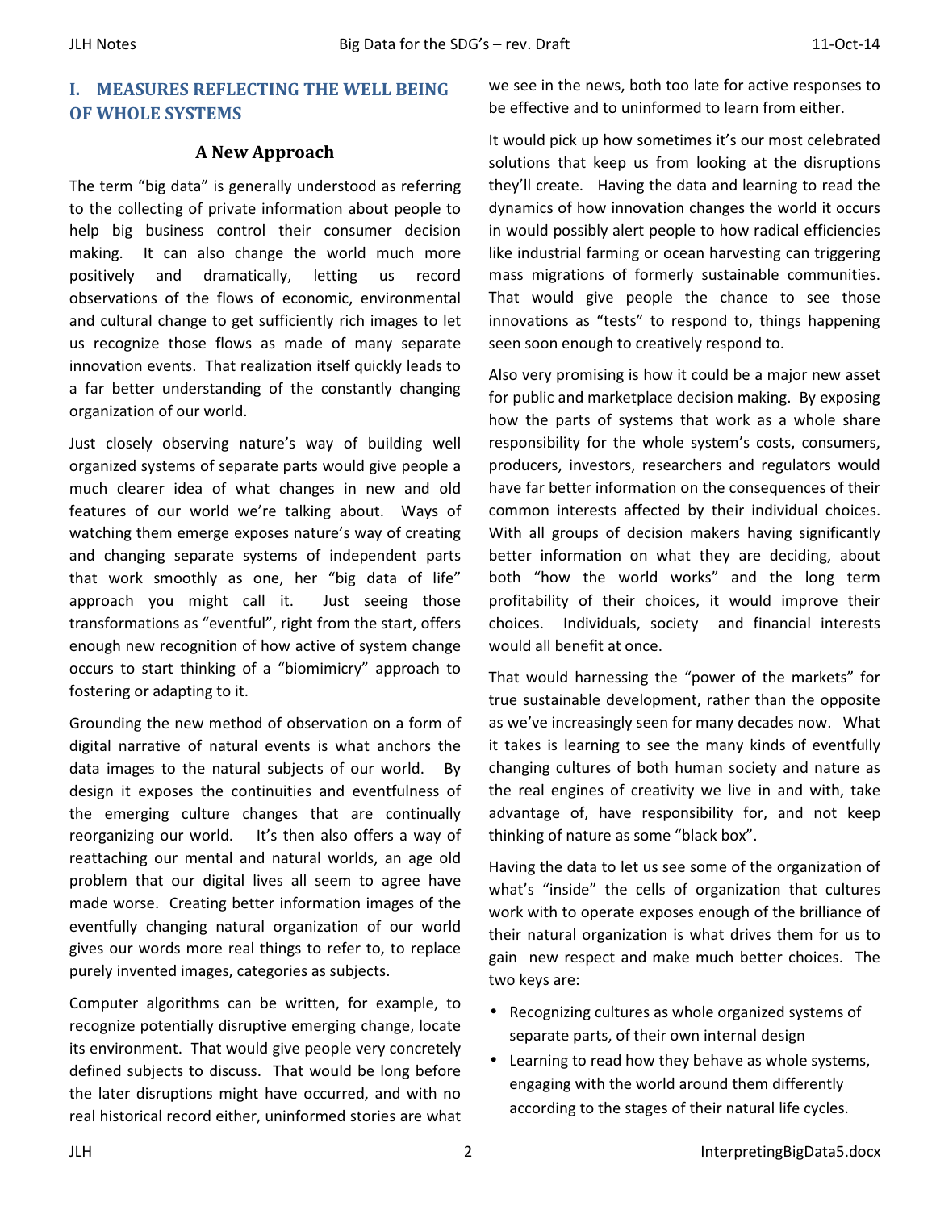## I. MEASURES REFLECTING THE WELL BEING OF WHOLE SYSTEMS

### A New Approach

The term "big data" is generally understood as referring to the collecting of private information about people to help big business control their consumer decision making. It can also change the world much more positively and dramatically, letting us record observations of the flows of economic, environmental and cultural change to get sufficiently rich images to let us recognize those flows as made of many separate innovation events. That realization itself quickly leads to a far better understanding of the constantly changing organization of our world.

Just closely observing nature's way of building well organized systems of separate parts would give people a much clearer idea of what changes in new and old features of our world we're talking about. Ways of watching them emerge exposes nature's way of creating and changing separate systems of independent parts that work smoothly as one, her "big data of life" approach you might call it. Just seeing those transformations as "eventful", right from the start, offers enough new recognition of how active of system change occurs to start thinking of a "biomimicry" approach to fostering or adapting to it.

Grounding the new method of observation on a form of digital narrative of natural events is what anchors the data images to the natural subjects of our world. By design it exposes the continuities and eventfulness of the emerging culture changes that are continually reorganizing our world. It's then also offers a way of reattaching our mental and natural worlds, an age old problem that our digital lives all seem to agree have made worse. Creating better information images of the eventfully changing natural organization of our world gives our words more real things to refer to, to replace purely invented images, categories as subjects.

Computer algorithms can be written, for example, to recognize potentially disruptive emerging change, locate its environment. That would give people very concretely defined subjects to discuss. That would be long before the later disruptions might have occurred, and with no real historical record either, uninformed stories are what we see in the news, both too late for active responses to be effective and to uninformed to learn from either.

It would pick up how sometimes it's our most celebrated solutions that keep us from looking at the disruptions they'll create. Having the data and learning to read the dynamics of how innovation changes the world it occurs in would possibly alert people to how radical efficiencies like industrial farming or ocean harvesting can triggering mass migrations of formerly sustainable communities. That would give people the chance to see those innovations as "tests" to respond to, things happening seen soon enough to creatively respond to.

Also very promising is how it could be a major new asset for public and marketplace decision making. By exposing how the parts of systems that work as a whole share responsibility for the whole system's costs, consumers, producers, investors, researchers and regulators would have far better information on the consequences of their common interests affected by their individual choices. With all groups of decision makers having significantly better information on what they are deciding, about both "how the world works" and the long term profitability of their choices, it would improve their choices. Individuals, society and financial interests would all benefit at once.

That would harnessing the "power of the markets" for true sustainable development, rather than the opposite as we've increasingly seen for many decades now. What it takes is learning to see the many kinds of eventfully changing cultures of both human society and nature as the real engines of creativity we live in and with, take advantage of, have responsibility for, and not keep thinking of nature as some "black box".

Having the data to let us see some of the organization of what's "inside" the cells of organization that cultures work with to operate exposes enough of the brilliance of their natural organization is what drives them for us to gain new respect and make much better choices. The two keys are:

- Recognizing cultures as whole organized systems of separate parts, of their own internal design
- Learning to read how they behave as whole systems, engaging with the world around them differently according to the stages of their natural life cycles.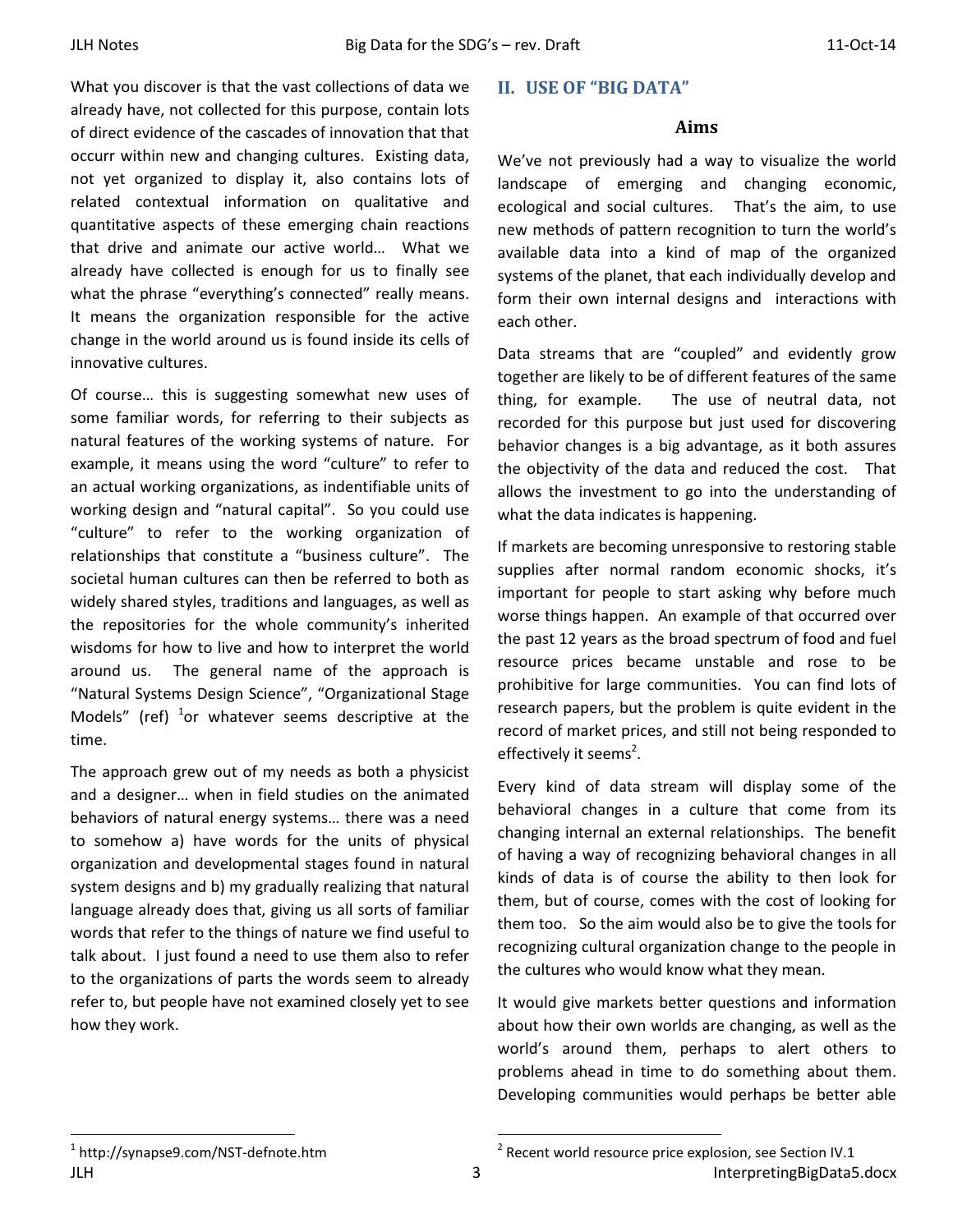What you discover is that the vast collections of data we already have, not collected for this purpose, contain lots of direct evidence of the cascades of innovation that that occurr within new and changing cultures. Existing data, not yet organized to display it, also contains lots of related contextual information on qualitative and quantitative aspects of these emerging chain reactions that drive and animate our active world… What we already have collected is enough for us to finally see what the phrase "everything's connected" really means. It means the organization responsible for the active change in the world around us is found inside its cells of innovative cultures.

Of course… this is suggesting somewhat new uses of some familiar words, for referring to their subjects as natural features of the working systems of nature. For example, it means using the word "culture" to refer to an actual working organizations, as indentifiable units of working design and "natural capital". So you could use "culture" to refer to the working organization of relationships that constitute a "business culture". The societal human cultures can then be referred to both as widely shared styles, traditions and languages, as well as the repositories for the whole community's inherited wisdoms for how to live and how to interpret the world around us. The general name of the approach is "Natural Systems Design Science", "Organizational Stage Models" (ref) [1]or whatever seems descriptive at the time.

The approach grew out of my needs as both a physicist and a designer… when in field studies on the animated behaviors of natural energy systems… there was a need to somehow a) have words for the units of physical organization and developmental stages found in natural system designs and b) my gradually realizing that natural language already does that, giving us all sorts of familiar words that refer to the things of nature we find useful to talk about. I just found a need to use them also to refer to the organizations of parts the words seem to already refer to, but people have not examined closely yet to see how they work.

## II. USE OF "BIG DATA"

### Aims

We've not previously had a way to visualize the world landscape of emerging and changing economic, ecological and social cultures. That's the aim, to use new methods of pattern recognition to turn the world's available data into a kind of map of the organized systems of the planet, that each individually develop and form their own internal designs and interactions with each other.

Data streams that are "coupled" and evidently grow together are likely to be of different features of the same thing, for example. The use of neutral data, not recorded for this purpose but just used for discovering behavior changes is a big advantage, as it both assures the objectivity of the data and reduced the cost. That allows the investment to go into the understanding of what the data indicates is happening.

If markets are becoming unresponsive to restoring stable supplies after normal random economic shocks, it's important for people to start asking why before much worse things happen. An example of that occurred over the past 12 years as the broad spectrum of food and fuel resource prices became unstable and rose to be prohibitive for large communities. You can find lots of research papers, but the problem is quite evident in the record of market prices, and still not being responded to effectively it seems[2].

Every kind of data stream will display some of the behavioral changes in a culture that come from its changing internal an external relationships. The benefit of having a way of recognizing behavioral changes in all kinds of data is of course the ability to then look for them, but of course, comes with the cost of looking for them too. So the aim would also be to give the tools for recognizing cultural organization change to the people in the cultures who would know what they mean.

It would give markets better questions and information about how their own worlds are changing, as well as the world's around them, perhaps to alert others to problems ahead in time to do something about them. Developing communities would perhaps be better able

---

[1] http://synapse9.com/NST-defnote.htm

[2] Recent world resource price explosion, see Section IV.1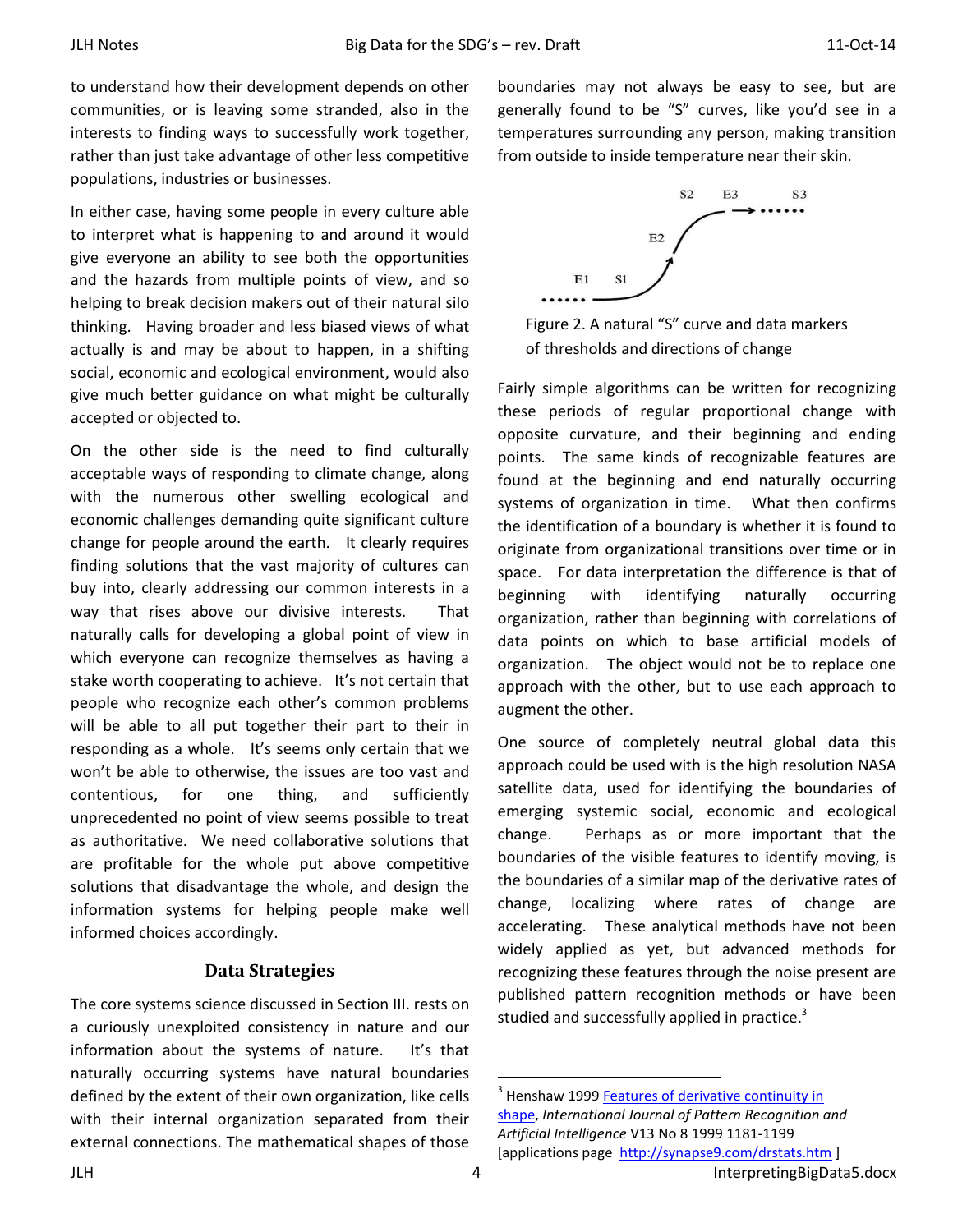to understand how their development depends on other communities, or is leaving some stranded, also in the interests to finding ways to successfully work together, rather than just take advantage of other less competitive populations, industries or businesses.

In either case, having some people in every culture able to interpret what is happening to and around it would give everyone an ability to see both the opportunities and the hazards from multiple points of view, and so helping to break decision makers out of their natural silo thinking. Having broader and less biased views of what actually is and may be about to happen, in a shifting social, economic and ecological environment, would also give much better guidance on what might be culturally accepted or objected to.

On the other side is the need to find culturally acceptable ways of responding to climate change, along with the numerous other swelling ecological and economic challenges demanding quite significant culture change for people around the earth. It clearly requires finding solutions that the vast majority of cultures can buy into, clearly addressing our common interests in a way that rises above our divisive interests. That naturally calls for developing a global point of view in which everyone can recognize themselves as having a stake worth cooperating to achieve. It's not certain that people who recognize each other's common problems will be able to all put together their part to their in responding as a whole. It's seems only certain that we won't be able to otherwise, the issues are too vast and contentious, for one thing, and sufficiently unprecedented no point of view seems possible to treat as authoritative. We need collaborative solutions that are profitable for the whole put above competitive solutions that disadvantage the whole, and design the information systems for helping people make well informed choices accordingly.

## Data Strategies

The core systems science discussed in Section III. rests on a curiously unexploited consistency in nature and our information about the systems of nature. It's that naturally occurring systems have natural boundaries defined by the extent of their own organization, like cells with their internal organization separated from their external connections. The mathematical shapes of those boundaries may not always be easy to see, but are generally found to be "S" curves, like you'd see in a temperatures surrounding any person, making transition from outside to inside temperature near their skin.

Figure 2. A natural "S" curve and data markers of thresholds and directions of change

Fairly simple algorithms can be written for recognizing these periods of regular proportional change with opposite curvature, and their beginning and ending points. The same kinds of recognizable features are found at the beginning and end naturally occurring systems of organization in time. What then confirms the identification of a boundary is whether it is found to originate from organizational transitions over time or in space. For data interpretation the difference is that of beginning with identifying naturally occurring organization, rather than beginning with correlations of data points on which to base artificial models of organization. The object would not be to replace one approach with the other, but to use each approach to augment the other.

One source of completely neutral global data this approach could be used with is the high resolution NASA satellite data, used for identifying the boundaries of emerging systemic social, economic and ecological change. Perhaps as or more important that the boundaries of the visible features to identify moving, is the boundaries of a similar map of the derivative rates of change, localizing where rates of change are accelerating. These analytical methods have not been widely applied as yet, but advanced methods for recognizing these features through the noise present are published pattern recognition methods or have been studied and successfully applied in practice.[3]

[3] Henshaw 1999 Features of derivative continuity in shape, *International Journal of Pattern Recognition and Artificial Intelligence* V13 No 8 1999 1181-1199 [applications page http://synapse9.com/drstats.htm ]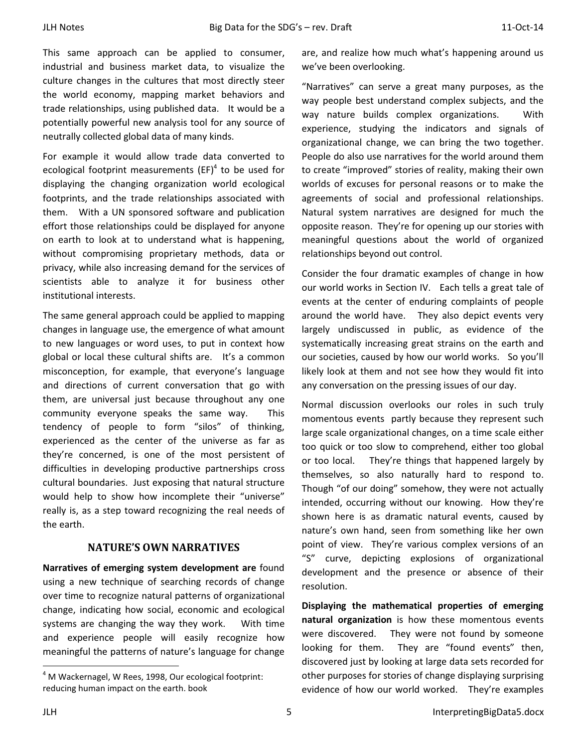This same approach can be applied to consumer, industrial and business market data, to visualize the culture changes in the cultures that most directly steer the world economy, mapping market behaviors and trade relationships, using published data. It would be a potentially powerful new analysis tool for any source of neutrally collected global data of many kinds.

For example it would allow trade data converted to ecological footprint measurements (EF)[4] to be used for displaying the changing organization world ecological footprints, and the trade relationships associated with them. With a UN sponsored software and publication effort those relationships could be displayed for anyone on earth to look at to understand what is happening, without compromising proprietary methods, data or privacy, while also increasing demand for the services of scientists able to analyze it for business other institutional interests.

The same general approach could be applied to mapping changes in language use, the emergence of what amount to new languages or word uses, to put in context how global or local these cultural shifts are. It's a common misconception, for example, that everyone's language and directions of current conversation that go with them, are universal just because throughout any one community everyone speaks the same way. This tendency of people to form "silos" of thinking, experienced as the center of the universe as far as they're concerned, is one of the most persistent of difficulties in developing productive partnerships cross cultural boundaries. Just exposing that natural structure would help to show how incomplete their "universe" really is, as a step toward recognizing the real needs of the earth.

## NATURE'S OWN NARRATIVES

**Narratives of emerging system development are** found using a new technique of searching records of change over time to recognize natural patterns of organizational change, indicating how social, economic and ecological systems are changing the way they work. With time and experience people will easily recognize how meaningful the patterns of nature's language for change are, and realize how much what's happening around us we've been overlooking.

"Narratives" can serve a great many purposes, as the way people best understand complex subjects, and the way nature builds complex organizations. With experience, studying the indicators and signals of organizational change, we can bring the two together. People do also use narratives for the world around them to create "improved" stories of reality, making their own worlds of excuses for personal reasons or to make the agreements of social and professional relationships. Natural system narratives are designed for much the opposite reason. They're for opening up our stories with meaningful questions about the world of organized relationships beyond out control.

Consider the four dramatic examples of change in how our world works in Section IV. Each tells a great tale of events at the center of enduring complaints of people around the world have. They also depict events very largely undiscussed in public, as evidence of the systematically increasing great strains on the earth and our societies, caused by how our world works. So you'll likely look at them and not see how they would fit into any conversation on the pressing issues of our day.

Normal discussion overlooks our roles in such truly momentous events partly because they represent such large scale organizational changes, on a time scale either too quick or too slow to comprehend, either too global or too local. They're things that happened largely by themselves, so also naturally hard to respond to. Though "of our doing" somehow, they were not actually intended, occurring without our knowing. How they're shown here is as dramatic natural events, caused by nature's own hand, seen from something like her own point of view. They're various complex versions of an "S" curve, depicting explosions of organizational development and the presence or absence of their resolution.

**Displaying the mathematical properties of emerging natural organization** is how these momentous events were discovered. They were not found by someone looking for them. They are "found events" then, discovered just by looking at large data sets recorded for other purposes for stories of change displaying surprising evidence of how our world worked. They're examples

[4] M Wackernagel, W Rees, 1998, Our ecological footprint: reducing human impact on the earth. book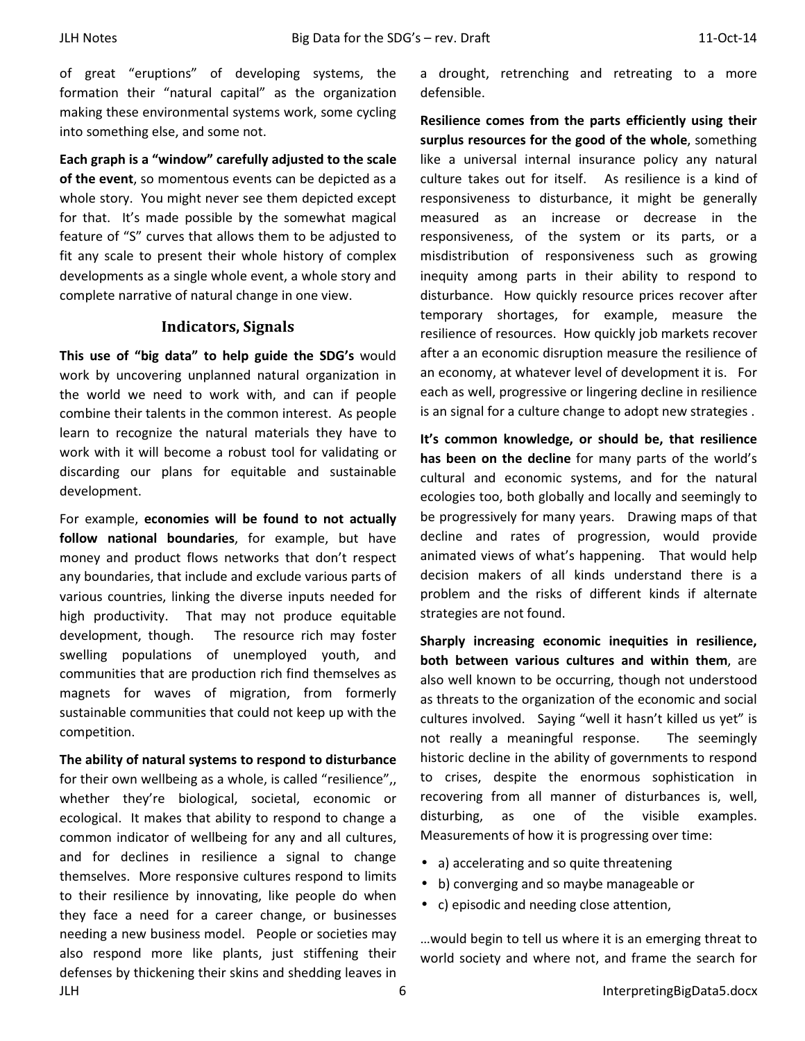of great "eruptions" of developing systems, the formation their "natural capital" as the organization making these environmental systems work, some cycling into something else, and some not.

**Each graph is a "window" carefully adjusted to the scale of the event**, so momentous events can be depicted as a whole story. You might never see them depicted except for that. It's made possible by the somewhat magical feature of "S" curves that allows them to be adjusted to fit any scale to present their whole history of complex developments as a single whole event, a whole story and complete narrative of natural change in one view.

## Indicators, Signals

**This use of "big data" to help guide the SDG's** would work by uncovering unplanned natural organization in the world we need to work with, and can if people combine their talents in the common interest. As people learn to recognize the natural materials they have to work with it will become a robust tool for validating or discarding our plans for equitable and sustainable development.

For example, **economies will be found to not actually follow national boundaries**, for example, but have money and product flows networks that don't respect any boundaries, that include and exclude various parts of various countries, linking the diverse inputs needed for high productivity. That may not produce equitable development, though. The resource rich may foster swelling populations of unemployed youth, and communities that are production rich find themselves as magnets for waves of migration, from formerly sustainable communities that could not keep up with the competition.

**The ability of natural systems to respond to disturbance** for their own wellbeing as a whole, is called "resilience",, whether they're biological, societal, economic or ecological. It makes that ability to respond to change a common indicator of wellbeing for any and all cultures, and for declines in resilience a signal to change themselves. More responsive cultures respond to limits to their resilience by innovating, like people do when they face a need for a career change, or businesses needing a new business model. People or societies may also respond more like plants, just stiffening their defenses by thickening their skins and shedding leaves in a drought, retrenching and retreating to a more defensible.

**Resilience comes from the parts efficiently using their surplus resources for the good of the whole**, something like a universal internal insurance policy any natural culture takes out for itself. As resilience is a kind of responsiveness to disturbance, it might be generally measured as an increase or decrease in the responsiveness, of the system or its parts, or a misdistribution of responsiveness such as growing inequity among parts in their ability to respond to disturbance. How quickly resource prices recover after temporary shortages, for example, measure the resilience of resources. How quickly job markets recover after a an economic disruption measure the resilience of an economy, at whatever level of development it is. For each as well, progressive or lingering decline in resilience is an signal for a culture change to adopt new strategies .

**It's common knowledge, or should be, that resilience has been on the decline** for many parts of the world's cultural and economic systems, and for the natural ecologies too, both globally and locally and seemingly to be progressively for many years. Drawing maps of that decline and rates of progression, would provide animated views of what's happening. That would help decision makers of all kinds understand there is a problem and the risks of different kinds if alternate strategies are not found.

**Sharply increasing economic inequities in resilience, both between various cultures and within them**, are also well known to be occurring, though not understood as threats to the organization of the economic and social cultures involved. Saying "well it hasn't killed us yet" is not really a meaningful response. The seemingly historic decline in the ability of governments to respond to crises, despite the enormous sophistication in recovering from all manner of disturbances is, well, disturbing, as one of the visible examples. Measurements of how it is progressing over time:

- a) accelerating and so quite threatening
- b) converging and so maybe manageable or
- c) episodic and needing close attention,

…would begin to tell us where it is an emerging threat to world society and where not, and frame the search for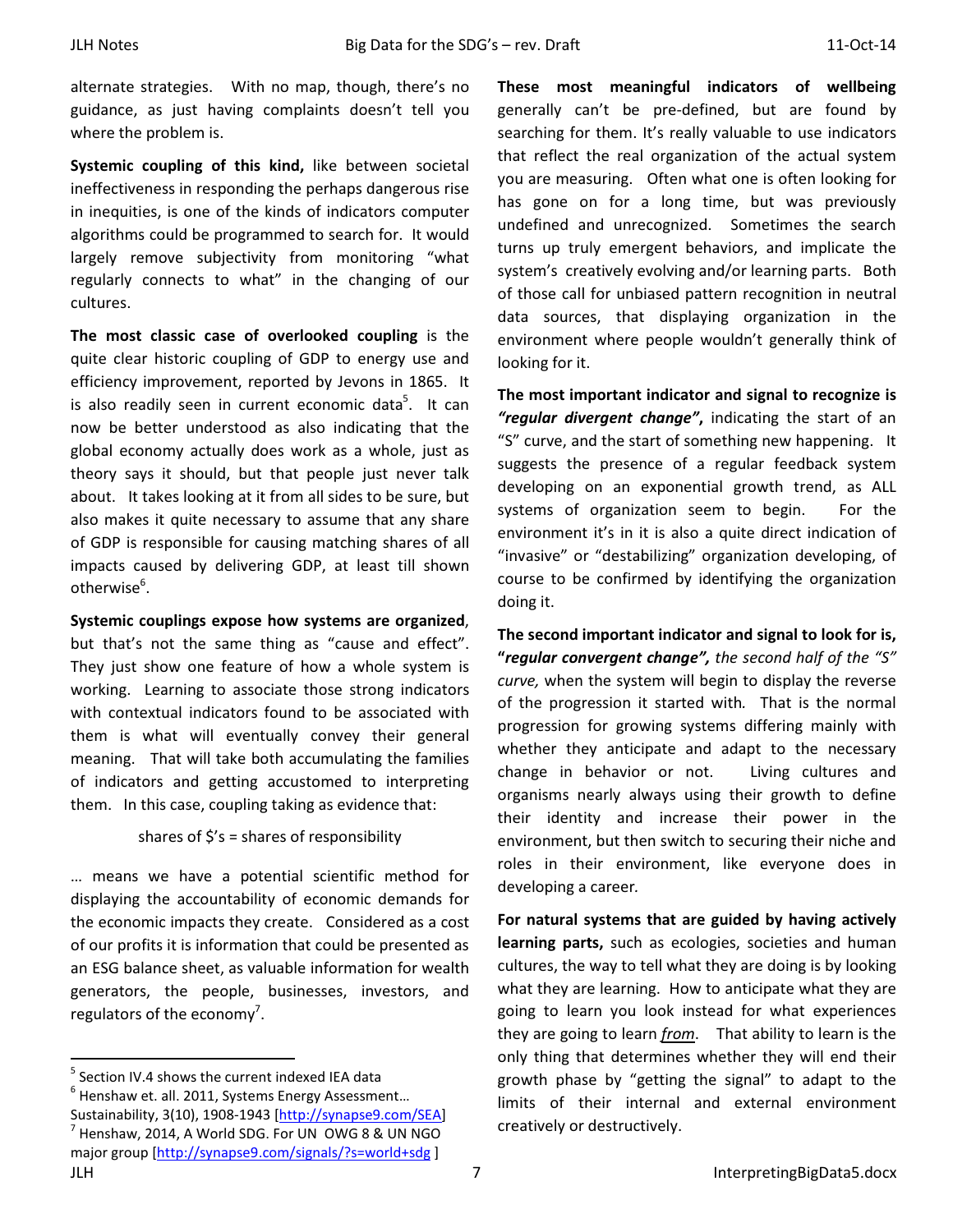alternate strategies. With no map, though, there's no guidance, as just having complaints doesn't tell you where the problem is.

**Systemic coupling of this kind,** like between societal ineffectiveness in responding the perhaps dangerous rise in inequities, is one of the kinds of indicators computer algorithms could be programmed to search for. It would largely remove subjectivity from monitoring "what regularly connects to what" in the changing of our cultures.

**The most classic case of overlooked coupling** is the quite clear historic coupling of GDP to energy use and efficiency improvement, reported by Jevons in 1865. It is also readily seen in current economic data[5]. It can now be better understood as also indicating that the global economy actually does work as a whole, just as theory says it should, but that people just never talk about. It takes looking at it from all sides to be sure, but also makes it quite necessary to assume that any share of GDP is responsible for causing matching shares of all impacts caused by delivering GDP, at least till shown otherwise[6].

**Systemic couplings expose how systems are organized**, but that's not the same thing as "cause and effect". They just show one feature of how a whole system is working. Learning to associate those strong indicators with contextual indicators found to be associated with them is what will eventually convey their general meaning. That will take both accumulating the families of indicators and getting accustomed to interpreting them. In this case, coupling taking as evidence that:

shares of $'s = shares of responsibility

… means we have a potential scientific method for displaying the accountability of economic demands for the economic impacts they create. Considered as a cost of our profits it is information that could be presented as an ESG balance sheet, as valuable information for wealth generators, the people, businesses, investors, and regulators of the economy[7].

**These most meaningful indicators of wellbeing** generally can't be pre-defined, but are found by searching for them. It's really valuable to use indicators that reflect the real organization of the actual system you are measuring. Often what one is often looking for has gone on for a long time, but was previously undefined and unrecognized. Sometimes the search turns up truly emergent behaviors, and implicate the system's creatively evolving and/or learning parts. Both of those call for unbiased pattern recognition in neutral data sources, that displaying organization in the environment where people wouldn't generally think of looking for it.

**The most important indicator and signal to recognize is *"regular divergent change"*,** indicating the start of an "S" curve, and the start of something new happening. It suggests the presence of a regular feedback system developing on an exponential growth trend, as ALL systems of organization seem to begin. For the environment it's in it is also a quite direct indication of "invasive" or "destabilizing" organization developing, of course to be confirmed by identifying the organization doing it.

**The second important indicator and signal to look for is, "*regular convergent change"*,** *the second half of the "S" curve,* when the system will begin to display the reverse of the progression it started with. That is the normal progression for growing systems differing mainly with whether they anticipate and adapt to the necessary change in behavior or not. Living cultures and organisms nearly always using their growth to define their identity and increase their power in the environment, but then switch to securing their niche and roles in their environment, like everyone does in developing a career.

**For natural systems that are guided by having actively learning parts,** such as ecologies, societies and human cultures, the way to tell what they are doing is by looking what they are learning. How to anticipate what they are going to learn you look instead for what experiences they are going to learn ***from***. That ability to learn is the only thing that determines whether they will end their growth phase by "getting the signal" to adapt to the limits of their internal and external environment creatively or destructively.

---

[5] Section IV.4 shows the current indexed IEA data

[6] Henshaw et. all. 2011, Systems Energy Assessment… Sustainability, 3(10), 1908-1943 [http://synapse9.com/SEA]

[7] Henshaw, 2014, A World SDG. For UN OWG 8 & UN NGO major group [http://synapse9.com/signals/?s=world+sdg ]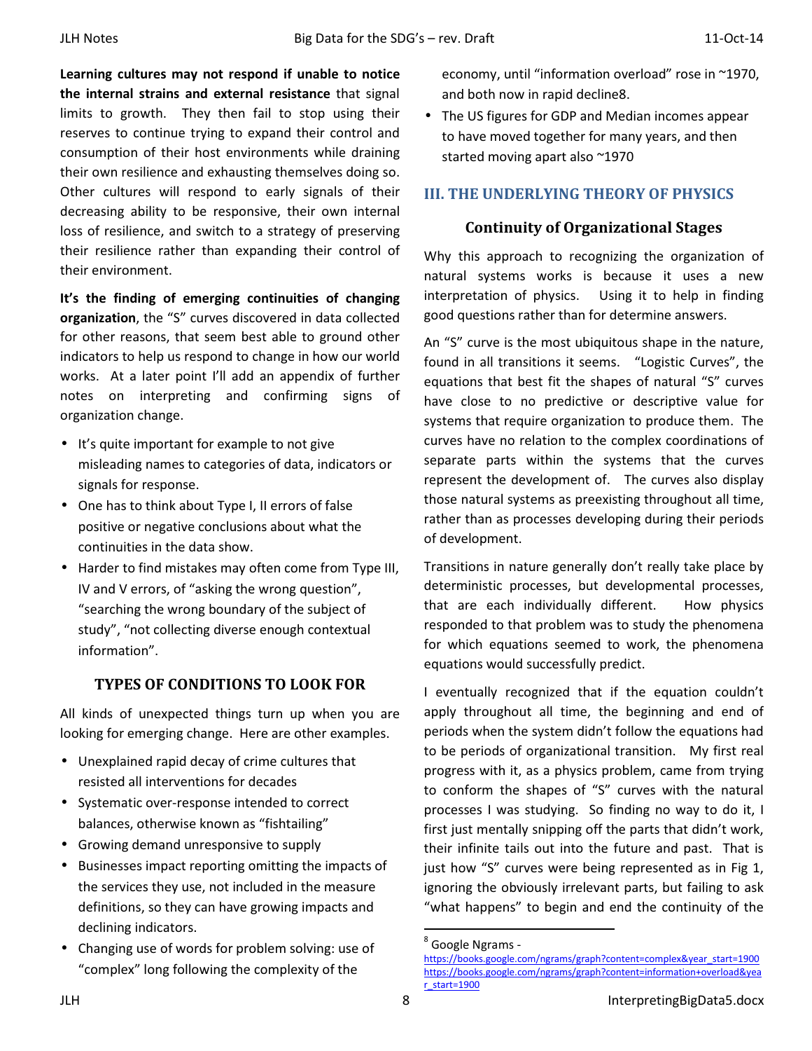**Learning cultures may not respond if unable to notice the internal strains and external resistance** that signal limits to growth. They then fail to stop using their reserves to continue trying to expand their control and consumption of their host environments while draining their own resilience and exhausting themselves doing so. Other cultures will respond to early signals of their decreasing ability to be responsive, their own internal loss of resilience, and switch to a strategy of preserving their resilience rather than expanding their control of their environment.

**It's the finding of emerging continuities of changing organization**, the "S" curves discovered in data collected for other reasons, that seem best able to ground other indicators to help us respond to change in how our world works. At a later point I'll add an appendix of further notes on interpreting and confirming signs of organization change.

- It's quite important for example to not give misleading names to categories of data, indicators or signals for response.
- One has to think about Type I, II errors of false positive or negative conclusions about what the continuities in the data show.
- Harder to find mistakes may often come from Type III, IV and V errors, of "asking the wrong question", "searching the wrong boundary of the subject of study", "not collecting diverse enough contextual information".

### TYPES OF CONDITIONS TO LOOK FOR

All kinds of unexpected things turn up when you are looking for emerging change. Here are other examples.

- Unexplained rapid decay of crime cultures that resisted all interventions for decades
- Systematic over-response intended to correct balances, otherwise known as "fishtailing"
- Growing demand unresponsive to supply
- Businesses impact reporting omitting the impacts of the services they use, not included in the measure definitions, so they can have growing impacts and declining indicators.
- Changing use of words for problem solving: use of "complex" long following the complexity of the economy, until "information overload" rose in ~1970, and both now in rapid decline[8].
- The US figures for GDP and Median incomes appear to have moved together for many years, and then started moving apart also ~1970

## III. THE UNDERLYING THEORY OF PHYSICS

### Continuity of Organizational Stages

Why this approach to recognizing the organization of natural systems works is because it uses a new interpretation of physics. Using it to help in finding good questions rather than for determine answers.

An "S" curve is the most ubiquitous shape in the nature, found in all transitions it seems. "Logistic Curves", the equations that best fit the shapes of natural "S" curves have close to no predictive or descriptive value for systems that require organization to produce them. The curves have no relation to the complex coordinations of separate parts within the systems that the curves represent the development of. The curves also display those natural systems as preexisting throughout all time, rather than as processes developing during their periods of development.

Transitions in nature generally don't really take place by deterministic processes, but developmental processes, that are each individually different. How physics responded to that problem was to study the phenomena for which equations seemed to work, the phenomena equations would successfully predict.

I eventually recognized that if the equation couldn't apply throughout all time, the beginning and end of periods when the system didn't follow the equations had to be periods of organizational transition. My first real progress with it, as a physics problem, came from trying to conform the shapes of "S" curves with the natural processes I was studying. So finding no way to do it, I first just mentally snipping off the parts that didn't work, their infinite tails out into the future and past. That is just how "S" curves were being represented as in Fig 1, ignoring the obviously irrelevant parts, but failing to ask "what happens" to begin and end the continuity of the

---

[8] Google Ngrams -
https://books.google.com/ngrams/graph?content=complex&year_start=1900
https://books.google.com/ngrams/graph?content=information+overload&year_start=1900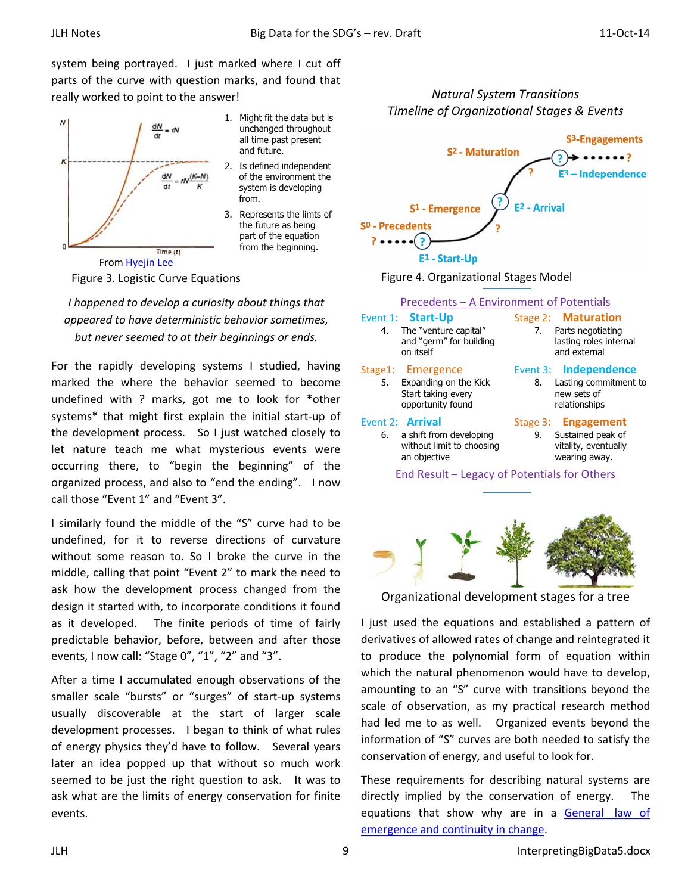system being portrayed. I just marked where I cut off parts of the curve with question marks, and found that really worked to point to the answer!

1. Might fit the data but is unchanged throughout all time past present and future.
2. Is defined independent of the environment the system is developing from.
3. Represents the limts of the future as being part of the equation from the beginning.

From Hyejin Lee

Figure 3. Logistic Curve Equations

*I happened to develop a curiosity about things that appeared to have deterministic behavior sometimes, but never seemed to at their beginnings or ends.*

For the rapidly developing systems I studied, having marked the where the behavior seemed to become undefined with ? marks, got me to look for *other systems* that might first explain the initial start-up of the development process. So I just watched closely to let nature teach me what mysterious events were occurring there, to "begin the beginning" of the organized process, and also to "end the ending". I now call those "Event 1" and "Event 3".

I similarly found the middle of the "S" curve had to be undefined, for it to reverse directions of curvature without some reason to. So I broke the curve in the middle, calling that point "Event 2" to mark the need to ask how the development process changed from the design it started with, to incorporate conditions it found as it developed. The finite periods of time of fairly predictable behavior, before, between and after those events, I now call: "Stage 0", "1", "2" and "3".

After a time I accumulated enough observations of the smaller scale "bursts" or "surges" of start-up systems usually discoverable at the start of larger scale development processes. I began to think of what rules of energy physics they'd have to follow. Several years later an idea popped up that without so much work seemed to be just the right question to ask. It was to ask what are the limits of energy conservation for finite events.

*Natural System Transitions*
*Timeline of Organizational Stages & Events*

Figure 4. Organizational Stages Model

Precedents – A Environment of Potentials

Event 1: **Start-Up**
4. The "venture capital" and "germ" for building on itself

Stage1: **Emergence**
5. Expanding on the Kick Start taking every opportunity found

Event 2: **Arrival**
6. a shift from developing without limit to choosing an objective

Stage 2: **Maturation**
7. Parts negotiating lasting roles internal and external

Event 3: **Independence**
8. Lasting commitment to new sets of relationships

Stage 3: **Engagement**
9. Sustained peak of vitality, eventually wearing away.

End Result – Legacy of Potentials for Others

Organizational development stages for a tree

I just used the equations and established a pattern of derivatives of allowed rates of change and reintegrated it to produce the polynomial form of equation within which the natural phenomenon would have to develop, amounting to an "S" curve with transitions beyond the scale of observation, as my practical research method had led me to as well. Organized events beyond the information of "S" curves are both needed to satisfy the conservation of energy, and useful to look for.

These requirements for describing natural systems are directly implied by the conservation of energy. The equations that show why are in a General law of emergence and continuity in change.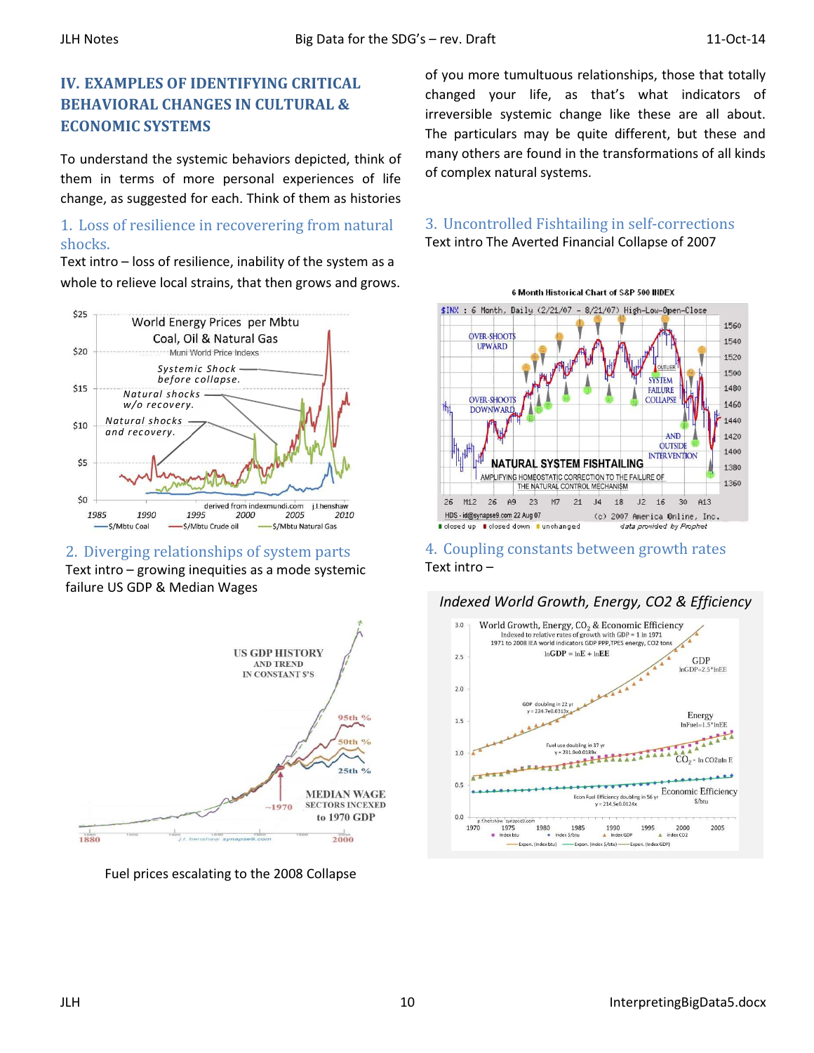# IV. EXAMPLES OF IDENTIFYING CRITICAL BEHAVIORAL CHANGES IN CULTURAL & ECONOMIC SYSTEMS

To understand the systemic behaviors depicted, think of them in terms of more personal experiences of life change, as suggested for each. Think of them as histories of you more tumultuous relationships, those that totally changed your life, as that's what indicators of irreversible systemic change like these are all about. The particulars may be quite different, but these and many others are found in the transformations of all kinds of complex natural systems.

## 1. Loss of resilience in recoverering from natural shocks.

Text intro – loss of resilience, inability of the system as a whole to relieve local strains, that then grows and grows.

## 2. Diverging relationships of system parts

Text intro – growing inequities as a mode systemic failure US GDP & Median Wages

Fuel prices escalating to the 2008 Collapse

## 3. Uncontrolled Fishtailing in self-corrections

Text intro The Averted Financial Collapse of 2007

## 4. Coupling constants between growth rates

Text intro –

*Indexed World Growth, Energy, CO2 & Efficiency*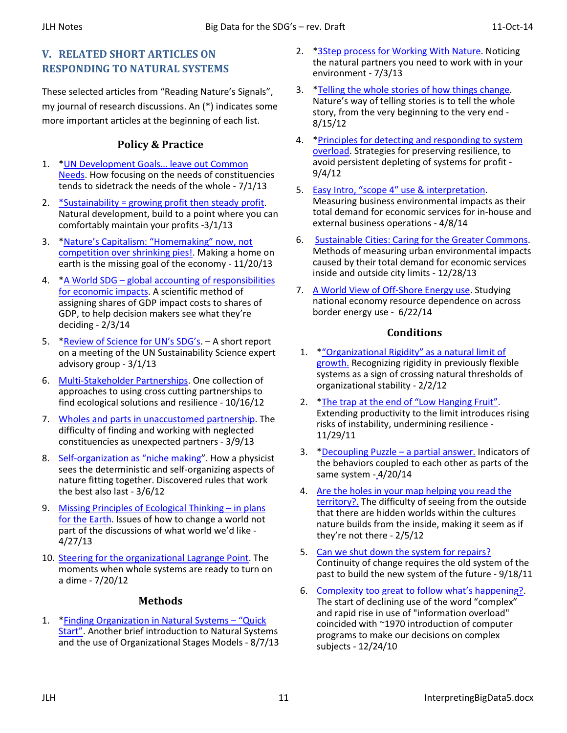## V. RELATED SHORT ARTICLES ON RESPONDING TO NATURAL SYSTEMS

These selected articles from "Reading Nature's Signals", my journal of research discussions. An (*) indicates some more important articles at the beginning of each list.

### Policy & Practice

1. *UN Development Goals… leave out Common Needs. How focusing on the needs of constituencies tends to sidetrack the needs of the whole - 7/1/13
2. *Sustainability = growing profit then steady profit. Natural development, build to a point where you can comfortably maintain your profits -3/1/13
3. *Nature's Capitalism: "Homemaking" now, not competition over shrinking pies!. Making a home on earth is the missing goal of the economy - 11/20/13
4. *A World SDG – global accounting of responsibilities for economic impacts. A scientific method of assigning shares of GDP impact costs to shares of GDP, to help decision makers see what they're deciding - 2/3/14
5. *Review of Science for UN's SDG's. – A short report on a meeting of the UN Sustainability Science expert advisory group - 3/1/13
6. Multi-Stakeholder Partnerships. One collection of approaches to using cross cutting partnerships to find ecological solutions and resilience - 10/16/12
7. Wholes and parts in unaccustomed partnership. The difficulty of finding and working with neglected constituencies as unexpected partners - 3/9/13
8. Self-organization as "niche making". How a physicist sees the deterministic and self-organizing aspects of nature fitting together. Discovered rules that work the best also last - 3/6/12
9. Missing Principles of Ecological Thinking – in plans for the Earth. Issues of how to change a world not part of the discussions of what world we'd like - 4/27/13
10. Steering for the organizational Lagrange Point. The moments when whole systems are ready to turn on a dime - 7/20/12

### Methods

1. *Finding Organization in Natural Systems – "Quick Start". Another brief introduction to Natural Systems and the use of Organizational Stages Models - 8/7/13
2. *3Step process for Working With Nature. Noticing the natural partners you need to work with in your environment - 7/3/13
3. *Telling the whole stories of how things change. Nature's way of telling stories is to tell the whole story, from the very beginning to the very end - 8/15/12
4. *Principles for detecting and responding to system overload. Strategies for preserving resilience, to avoid persistent depleting of systems for profit - 9/4/12
5. Easy Intro, "scope 4" use & interpretation. Measuring business environmental impacts as their total demand for economic services for in-house and external business operations - 4/8/14
6. Sustainable Cities: Caring for the Greater Commons. Methods of measuring urban environmental impacts caused by their total demand for economic services inside and outside city limits - 12/28/13
7. A World View of Off-Shore Energy use. Studying national economy resource dependence on across border energy use - 6/22/14

### Conditions

1. *"Organizational Rigidity" as a natural limit of growth. Recognizing rigidity in previously flexible systems as a sign of crossing natural thresholds of organizational stability - 2/2/12
2. *The trap at the end of "Low Hanging Fruit". Extending productivity to the limit introduces rising risks of instability, undermining resilience - 11/29/11
3. *Decoupling Puzzle – a partial answer. Indicators of the behaviors coupled to each other as parts of the same system - 4/20/14
4. Are the holes in your map helping you read the territory?. The difficulty of seeing from the outside that there are hidden worlds within the cultures nature builds from the inside, making it seem as if they're not there - 2/5/12
5. Can we shut down the system for repairs? Continuity of change requires the old system of the past to build the new system of the future - 9/18/11
6. Complexity too great to follow what's happening?. The start of declining use of the word "complex" and rapid rise in use of "information overload" coincided with ~1970 introduction of computer programs to make our decisions on complex subjects - 12/24/10